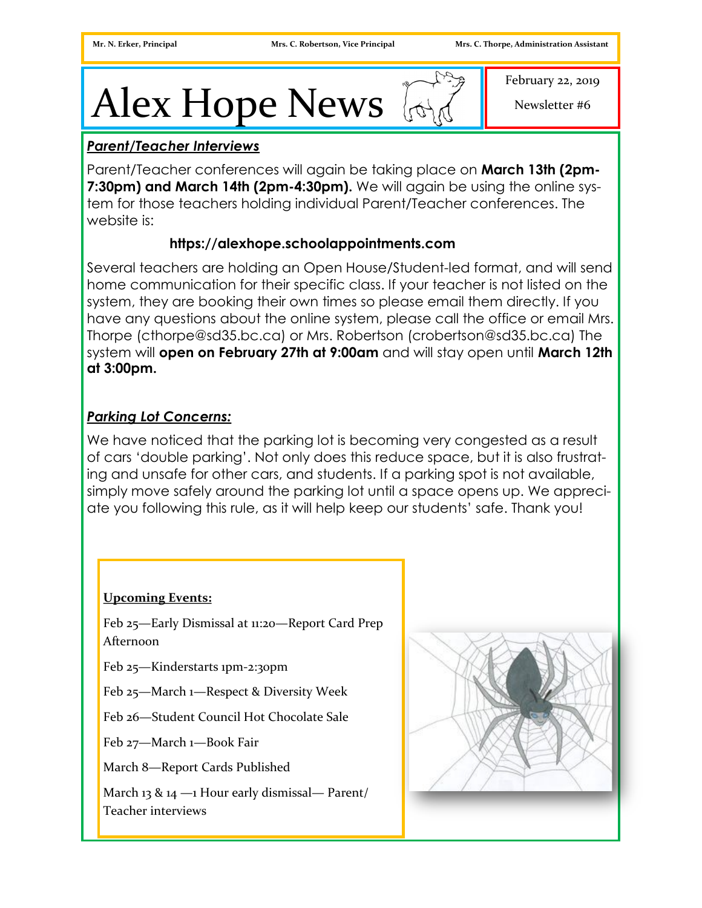Mr. N. Erker, Principal | Mrs. C. Robertson, Vice Principal | Mrs. C. Thorpe, Administration Assistant

# Alex Hope News

February 22, 2019

Newsletter #6

## ***Parent/Teacher Interviews***

Parent/Teacher conferences will again be taking place on **March 13th (2pm-7:30pm) and March 14th (2pm-4:30pm).** We will again be using the online system for those teachers holding individual Parent/Teacher conferences. The website is:

**https://alexhope.schoolappointments.com**

Several teachers are holding an Open House/Student-led format, and will send home communication for their specific class. If your teacher is not listed on the system, they are booking their own times so please email them directly. If you have any questions about the online system, please call the office or email Mrs. Thorpe (cthorpe@sd35.bc.ca) or Mrs. Robertson (crobertson@sd35.bc.ca) The system will **open on February 27th at 9:00am** and will stay open until **March 12th at 3:00pm.**

## ***Parking Lot Concerns:***

We have noticed that the parking lot is becoming very congested as a result of cars 'double parking'. Not only does this reduce space, but it is also frustrating and unsafe for other cars, and students. If a parking spot is not available, simply move safely around the parking lot until a space opens up. We appreciate you following this rule, as it will help keep our students' safe. Thank you!

### Upcoming Events:

Feb 25—Early Dismissal at 11:20—Report Card Prep Afternoon

Feb 25—Kinderstarts 1pm-2:30pm

Feb 25—March 1—Respect & Diversity Week

Feb 26—Student Council Hot Chocolate Sale

Feb 27—March 1—Book Fair

March 8—Report Cards Published

March 13 & 14 —1 Hour early dismissal— Parent/Teacher interviews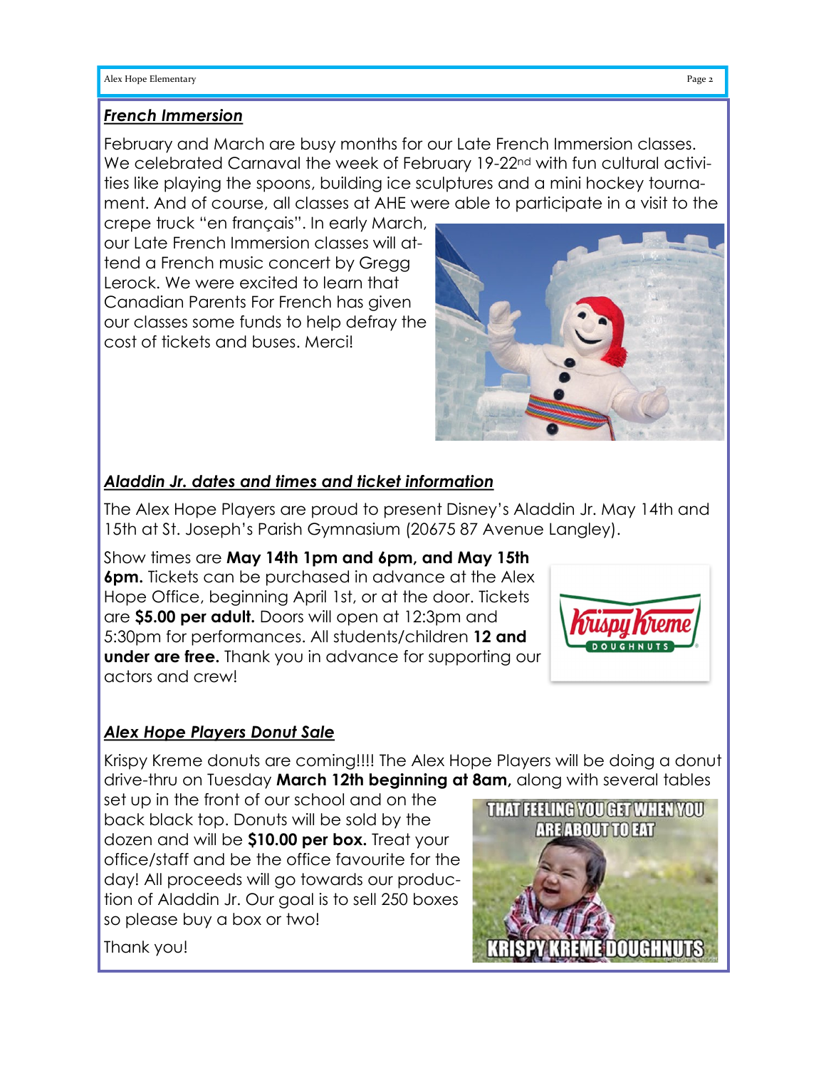## *French Immersion*

February and March are busy months for our Late French Immersion classes. We celebrated Carnaval the week of February 19-22nd with fun cultural activities like playing the spoons, building ice sculptures and a mini hockey tournament. And of course, all classes at AHE were able to participate in a visit to the crepe truck "en français". In early March, our Late French Immersion classes will attend a French music concert by Gregg Lerock. We were excited to learn that Canadian Parents For French has given our classes some funds to help defray the cost of tickets and buses. Merci!

## *Aladdin Jr. dates and times and ticket information*

The Alex Hope Players are proud to present Disney's Aladdin Jr. May 14th and 15th at St. Joseph's Parish Gymnasium (20675 87 Avenue Langley).

Show times are **May 14th 1pm and 6pm, and May 15th 6pm.** Tickets can be purchased in advance at the Alex Hope Office, beginning April 1st, or at the door. Tickets are **$5.00 per adult.** Doors will open at 12:3pm and 5:30pm for performances. All students/children **12 and under are free.** Thank you in advance for supporting our actors and crew!

## *Alex Hope Players Donut Sale*

Krispy Kreme donuts are coming!!!! The Alex Hope Players will be doing a donut drive-thru on Tuesday **March 12th beginning at 8am,** along with several tables set up in the front of our school and on the back black top. Donuts will be sold by the dozen and will be **$10.00 per box.** Treat your office/staff and be the office favourite for the day! All proceeds will go towards our production of Aladdin Jr. Our goal is to sell 250 boxes so please buy a box or two!

Thank you!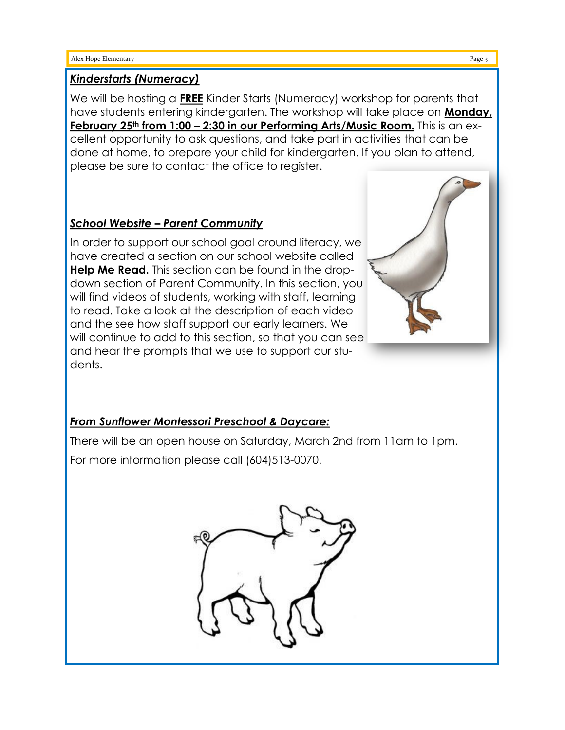### ***Kinderstarts (Numeracy)***

We will be hosting a **FREE** Kinder Starts (Numeracy) workshop for parents that have students entering kindergarten. The workshop will take place on **Monday, February 25th from 1:00 – 2:30 in our Performing Arts/Music Room.** This is an excellent opportunity to ask questions, and take part in activities that can be done at home, to prepare your child for kindergarten. If you plan to attend, please be sure to contact the office to register.

### ***School Website – Parent Community***

In order to support our school goal around literacy, we have created a section on our school website called **Help Me Read.** This section can be found in the drop-down section of Parent Community. In this section, you will find videos of students, working with staff, learning to read. Take a look at the description of each video and the see how staff support our early learners. We will continue to add to this section, so that you can see and hear the prompts that we use to support our students.

### ***From Sunflower Montessori Preschool & Daycare:***

There will be an open house on Saturday, March 2nd from 11am to 1pm.

For more information please call (604)513-0070.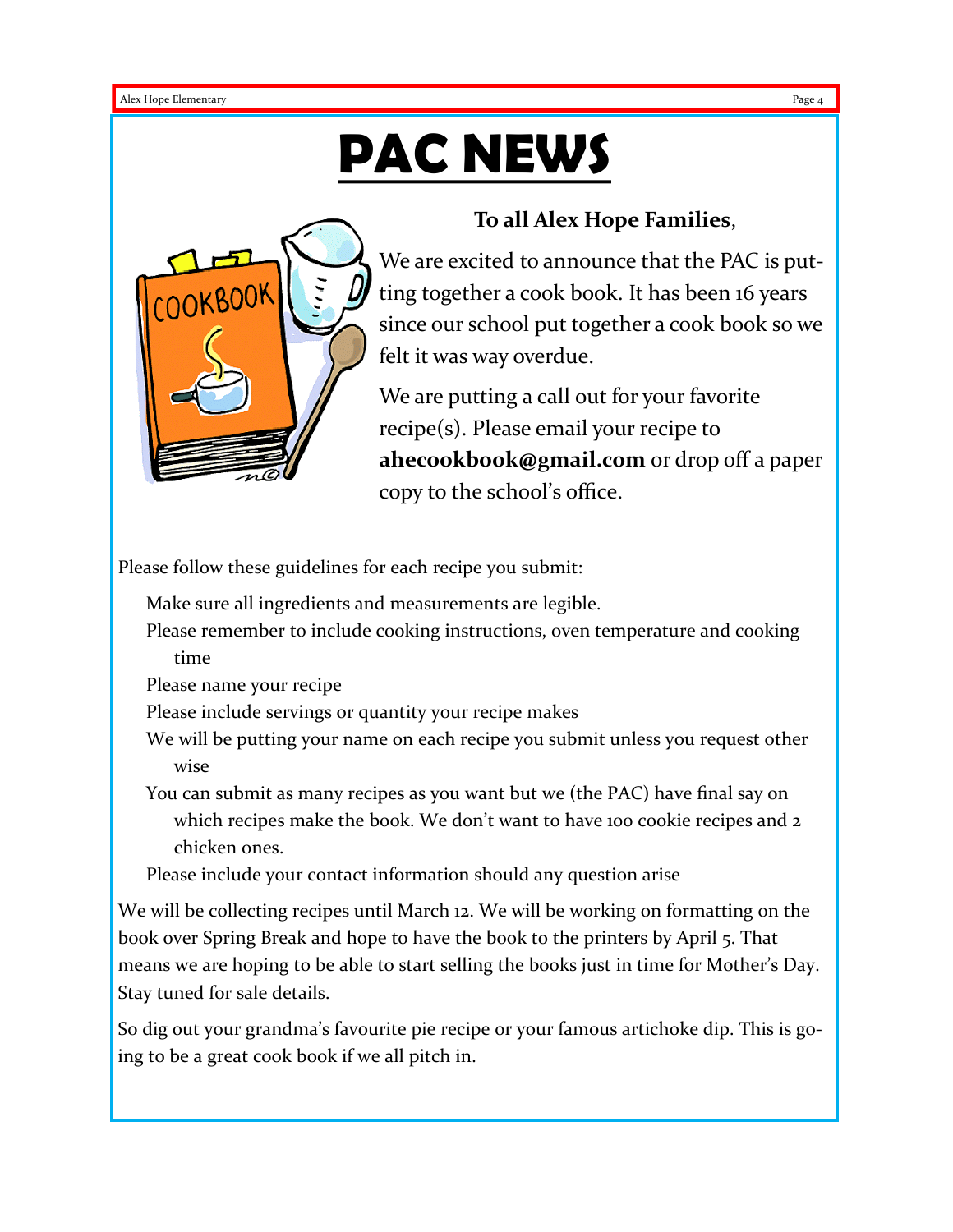# PAC NEWS

**To all Alex Hope Families**,

We are excited to announce that the PAC is putting together a cook book. It has been 16 years since our school put together a cook book so we felt it was way overdue.

We are putting a call out for your favorite recipe(s). Please email your recipe to **ahecookbook@gmail.com** or drop off a paper copy to the school's office.

Please follow these guidelines for each recipe you submit:

- Make sure all ingredients and measurements are legible.
- Please remember to include cooking instructions, oven temperature and cooking time
- Please name your recipe
- Please include servings or quantity your recipe makes
- We will be putting your name on each recipe you submit unless you request other wise
- You can submit as many recipes as you want but we (the PAC) have final say on which recipes make the book. We don't want to have 100 cookie recipes and 2 chicken ones.
- Please include your contact information should any question arise

We will be collecting recipes until March 12. We will be working on formatting on the book over Spring Break and hope to have the book to the printers by April 5. That means we are hoping to be able to start selling the books just in time for Mother's Day. Stay tuned for sale details.

So dig out your grandma's favourite pie recipe or your famous artichoke dip. This is going to be a great cook book if we all pitch in.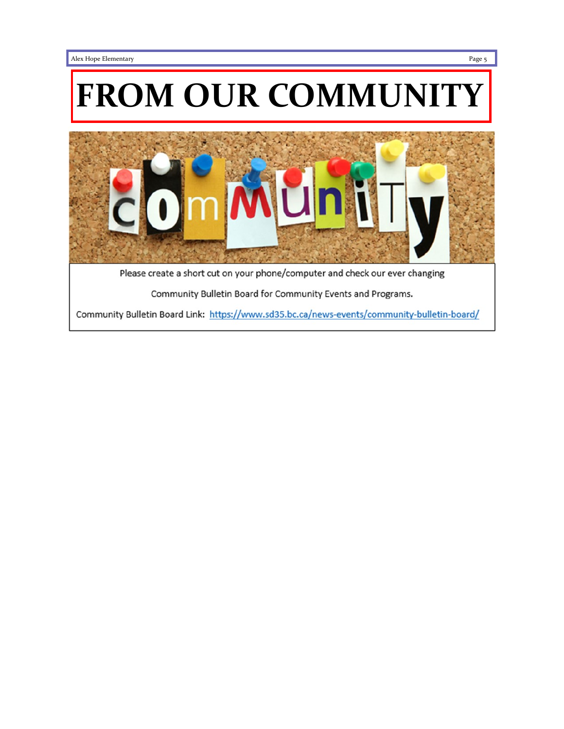# FROM OUR COMMUNITY

Please create a short cut on your phone/computer and check our ever changing

Community Bulletin Board for Community Events and Programs.

Community Bulletin Board Link: https://www.sd35.bc.ca/news-events/community-bulletin-board/